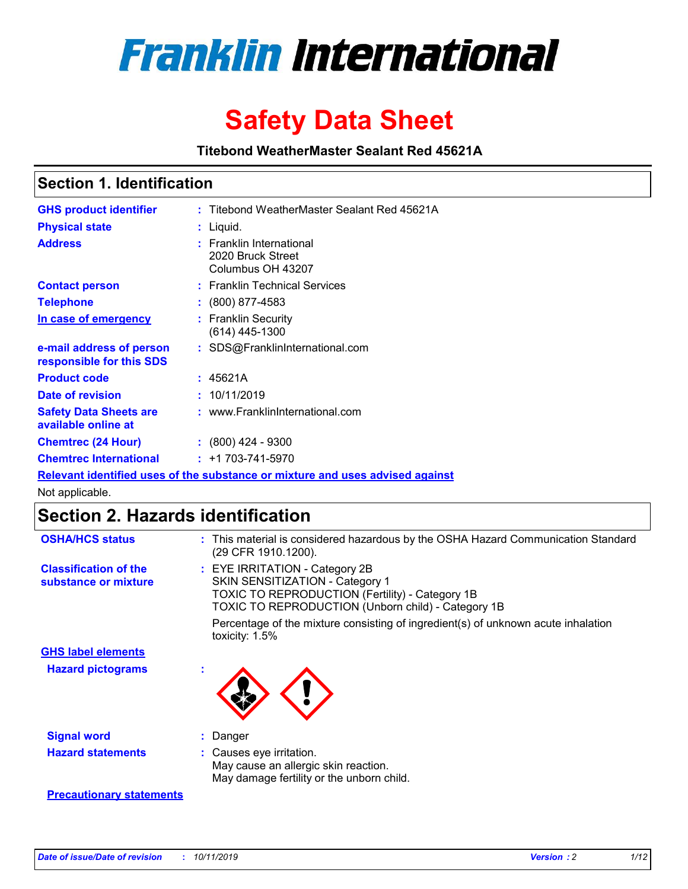# Franklin International

# Safety Data Sheet

**Titebond WeatherMaster Sealant Red 45621A**

## Section 1. Identification

| | | |
|---|---|---|
| **GHS product identifier** | : | Titebond WeatherMaster Sealant Red 45621A |
| **Physical state** | : | Liquid. |
| **Address** | : | Franklin International<br>2020 Bruck Street<br>Columbus OH 43207 |
| **Contact person** | : | Franklin Technical Services |
| **Telephone** | : | (800) 877-4583 |
| **In case of emergency** | : | Franklin Security<br>(614) 445-1300 |
| **e-mail address of person responsible for this SDS** | : | SDS@FranklinInternational.com |
| **Product code** | : | 45621A |
| **Date of revision** | : | 10/11/2019 |
| **Safety Data Sheets are available online at** | : | www.FranklinInternational.com |
| **Chemtrec (24 Hour)** | : | (800) 424 - 9300 |
| **Chemtrec International** | : | +1 703-741-5970 |

**Relevant identified uses of the substance or mixture and uses advised against**

Not applicable.

## Section 2. Hazards identification

| | | |
|---|---|---|
| **OSHA/HCS status** | : | This material is considered hazardous by the OSHA Hazard Communication Standard (29 CFR 1910.1200). |
| **Classification of the substance or mixture** | : | EYE IRRITATION - Category 2B<br>SKIN SENSITIZATION - Category 1<br>TOXIC TO REPRODUCTION (Fertility) - Category 1B<br>TOXIC TO REPRODUCTION (Unborn child) - Category 1B<br><br>Percentage of the mixture consisting of ingredient(s) of unknown acute inhalation toxicity: 1.5% |

**GHS label elements**

| | | |
|---|---|---|
| **Hazard pictograms** | : | |
| **Signal word** | : | Danger |
| **Hazard statements** | : | Causes eye irritation.<br>May cause an allergic skin reaction.<br>May damage fertility or the unborn child. |

**Precautionary statements**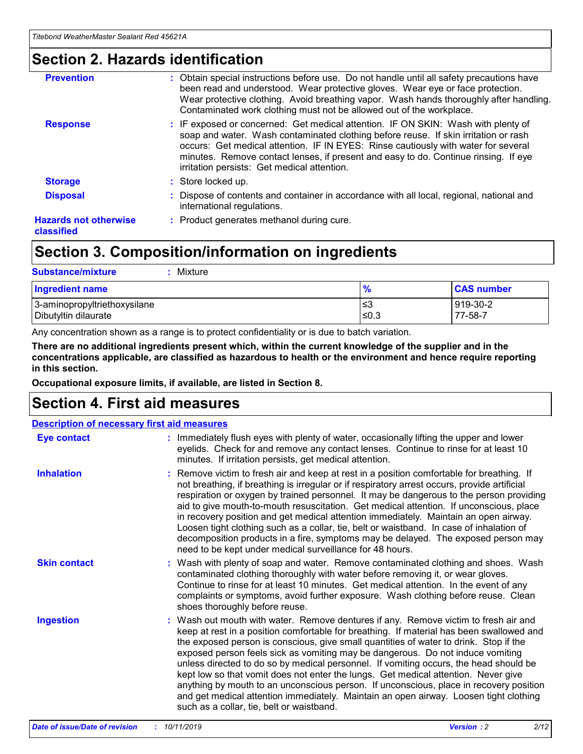## Section 2. Hazards identification

| | |
|---|---|
| **Prevention** | : Obtain special instructions before use. Do not handle until all safety precautions have been read and understood. Wear protective gloves. Wear eye or face protection. Wear protective clothing. Avoid breathing vapor. Wash hands thoroughly after handling. Contaminated work clothing must not be allowed out of the workplace. |
| **Response** | : IF exposed or concerned: Get medical attention. IF ON SKIN: Wash with plenty of soap and water. Wash contaminated clothing before reuse. If skin irritation or rash occurs: Get medical attention. IF IN EYES: Rinse cautiously with water for several minutes. Remove contact lenses, if present and easy to do. Continue rinsing. If eye irritation persists: Get medical attention. |
| **Storage** | : Store locked up. |
| **Disposal** | : Dispose of contents and container in accordance with all local, regional, national and international regulations. |
| **Hazards not otherwise classified** | : Product generates methanol during cure. |

## Section 3. Composition/information on ingredients

**Substance/mixture** : Mixture

| Ingredient name | % | CAS number |
|---|---|---|
| 3-aminopropyltriethoxysilane | ≤3 | 919-30-2 |
| Dibutyltin dilaurate | ≤0.3 | 77-58-7 |

Any concentration shown as a range is to protect confidentiality or is due to batch variation.

**There are no additional ingredients present which, within the current knowledge of the supplier and in the concentrations applicable, are classified as hazardous to health or the environment and hence require reporting in this section.**

**Occupational exposure limits, if available, are listed in Section 8.**

## Section 4. First aid measures

**Description of necessary first aid measures**

| | |
|---|---|
| **Eye contact** | : Immediately flush eyes with plenty of water, occasionally lifting the upper and lower eyelids. Check for and remove any contact lenses. Continue to rinse for at least 10 minutes. If irritation persists, get medical attention. |
| **Inhalation** | : Remove victim to fresh air and keep at rest in a position comfortable for breathing. If not breathing, if breathing is irregular or if respiratory arrest occurs, provide artificial respiration or oxygen by trained personnel. It may be dangerous to the person providing aid to give mouth-to-mouth resuscitation. Get medical attention. If unconscious, place in recovery position and get medical attention immediately. Maintain an open airway. Loosen tight clothing such as a collar, tie, belt or waistband. In case of inhalation of decomposition products in a fire, symptoms may be delayed. The exposed person may need to be kept under medical surveillance for 48 hours. |
| **Skin contact** | : Wash with plenty of soap and water. Remove contaminated clothing and shoes. Wash contaminated clothing thoroughly with water before removing it, or wear gloves. Continue to rinse for at least 10 minutes. Get medical attention. In the event of any complaints or symptoms, avoid further exposure. Wash clothing before reuse. Clean shoes thoroughly before reuse. |
| **Ingestion** | : Wash out mouth with water. Remove dentures if any. Remove victim to fresh air and keep at rest in a position comfortable for breathing. If material has been swallowed and the exposed person is conscious, give small quantities of water to drink. Stop if the exposed person feels sick as vomiting may be dangerous. Do not induce vomiting unless directed to do so by medical personnel. If vomiting occurs, the head should be kept low so that vomit does not enter the lungs. Get medical attention. Never give anything by mouth to an unconscious person. If unconscious, place in recovery position and get medical attention immediately. Maintain an open airway. Loosen tight clothing such as a collar, tie, belt or waistband. |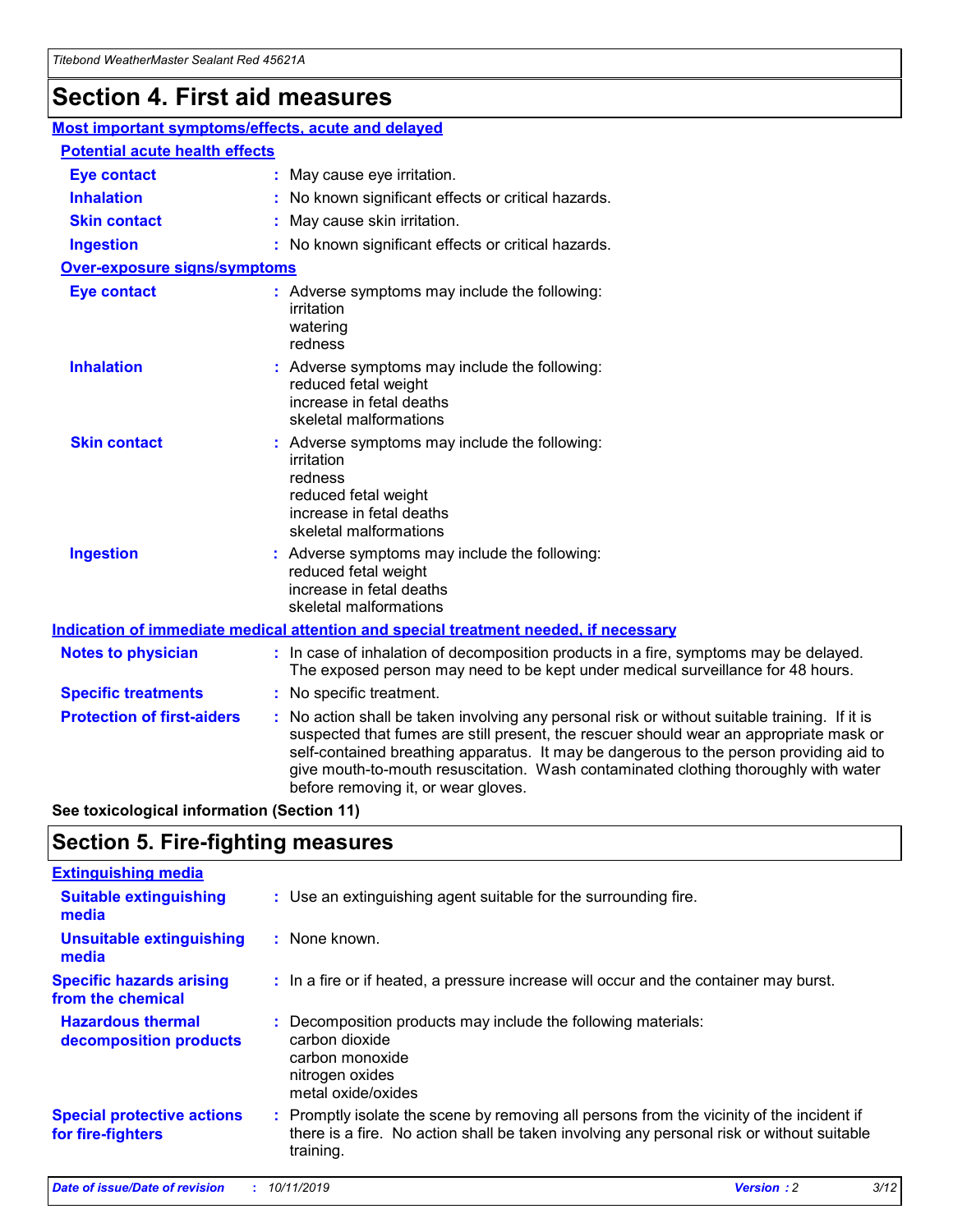# Section 4. First aid measures

## Most important symptoms/effects, acute and delayed

### Potential acute health effects

| | |
|---|---|
| **Eye contact** | : May cause eye irritation. |
| **Inhalation** | : No known significant effects or critical hazards. |
| **Skin contact** | : May cause skin irritation. |
| **Ingestion** | : No known significant effects or critical hazards. |

### Over-exposure signs/symptoms

| | |
|---|---|
| **Eye contact** | : Adverse symptoms may include the following: irritation watering redness |
| **Inhalation** | : Adverse symptoms may include the following: reduced fetal weight increase in fetal deaths skeletal malformations |
| **Skin contact** | : Adverse symptoms may include the following: irritation redness reduced fetal weight increase in fetal deaths skeletal malformations |
| **Ingestion** | : Adverse symptoms may include the following: reduced fetal weight increase in fetal deaths skeletal malformations |

## Indication of immediate medical attention and special treatment needed, if necessary

| | |
|---|---|
| **Notes to physician** | : In case of inhalation of decomposition products in a fire, symptoms may be delayed. The exposed person may need to be kept under medical surveillance for 48 hours. |
| **Specific treatments** | : No specific treatment. |
| **Protection of first-aiders** | : No action shall be taken involving any personal risk or without suitable training. If it is suspected that fumes are still present, the rescuer should wear an appropriate mask or self-contained breathing apparatus. It may be dangerous to the person providing aid to give mouth-to-mouth resuscitation. Wash contaminated clothing thoroughly with water before removing it, or wear gloves. |

**See toxicological information (Section 11)**

# Section 5. Fire-fighting measures

## Extinguishing media

| | |
|---|---|
| **Suitable extinguishing media** | : Use an extinguishing agent suitable for the surrounding fire. |
| **Unsuitable extinguishing media** | : None known. |
| **Specific hazards arising from the chemical** | : In a fire or if heated, a pressure increase will occur and the container may burst. |
| **Hazardous thermal decomposition products** | : Decomposition products may include the following materials: carbon dioxide carbon monoxide nitrogen oxides metal oxide/oxides |
| **Special protective actions for fire-fighters** | : Promptly isolate the scene by removing all persons from the vicinity of the incident if there is a fire. No action shall be taken involving any personal risk or without suitable training. |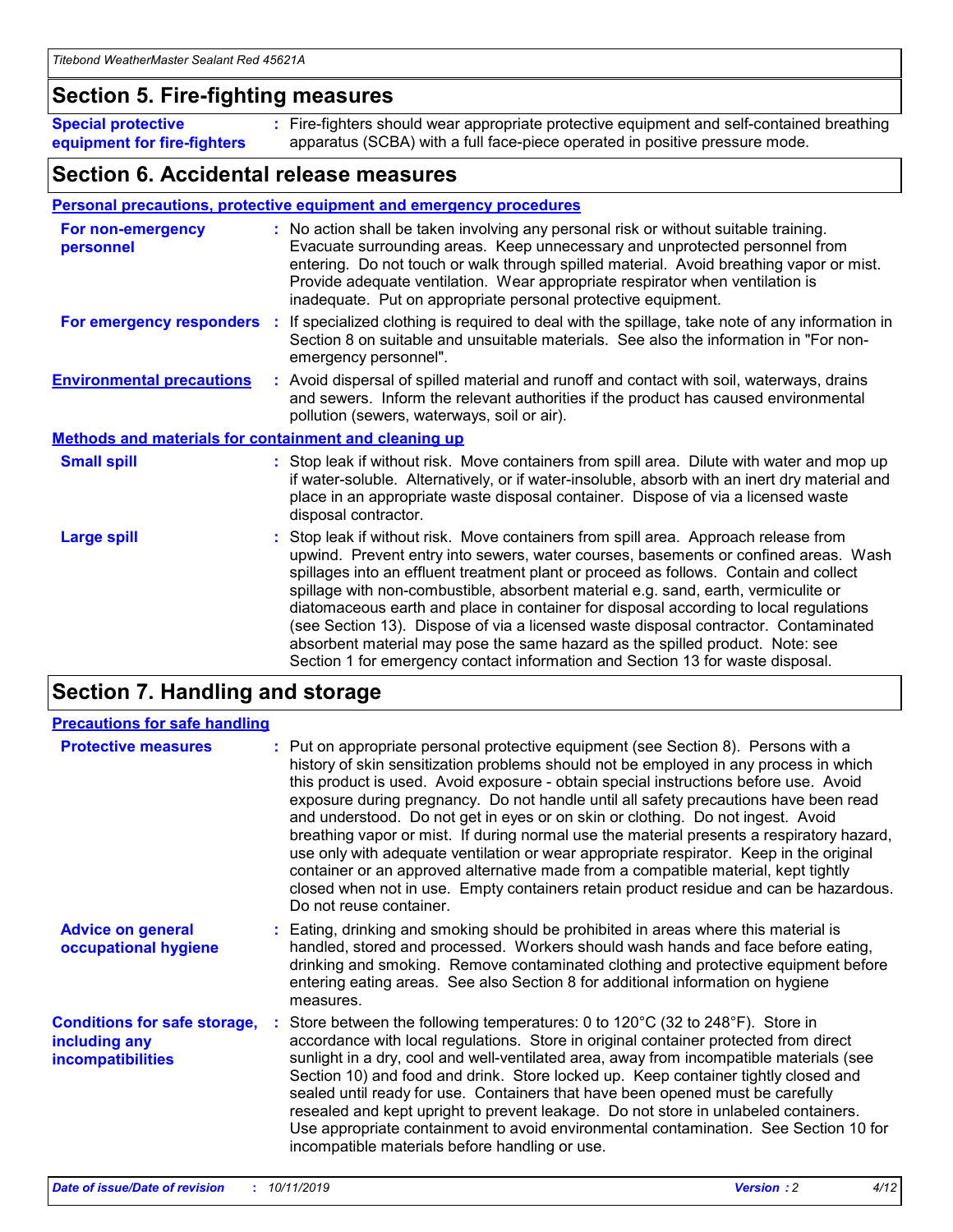## Section 5. Fire-fighting measures

**Special protective equipment for fire-fighters** : Fire-fighters should wear appropriate protective equipment and self-contained breathing apparatus (SCBA) with a full face-piece operated in positive pressure mode.

## Section 6. Accidental release measures

### Personal precautions, protective equipment and emergency procedures

**For non-emergency personnel** : No action shall be taken involving any personal risk or without suitable training. Evacuate surrounding areas. Keep unnecessary and unprotected personnel from entering. Do not touch or walk through spilled material. Avoid breathing vapor or mist. Provide adequate ventilation. Wear appropriate respirator when ventilation is inadequate. Put on appropriate personal protective equipment.

**For emergency responders** : If specialized clothing is required to deal with the spillage, take note of any information in Section 8 on suitable and unsuitable materials. See also the information in "For non-emergency personnel".

**Environmental precautions** : Avoid dispersal of spilled material and runoff and contact with soil, waterways, drains and sewers. Inform the relevant authorities if the product has caused environmental pollution (sewers, waterways, soil or air).

### Methods and materials for containment and cleaning up

**Small spill** : Stop leak if without risk. Move containers from spill area. Dilute with water and mop up if water-soluble. Alternatively, or if water-insoluble, absorb with an inert dry material and place in an appropriate waste disposal container. Dispose of via a licensed waste disposal contractor.

**Large spill** : Stop leak if without risk. Move containers from spill area. Approach release from upwind. Prevent entry into sewers, water courses, basements or confined areas. Wash spillages into an effluent treatment plant or proceed as follows. Contain and collect spillage with non-combustible, absorbent material e.g. sand, earth, vermiculite or diatomaceous earth and place in container for disposal according to local regulations (see Section 13). Dispose of via a licensed waste disposal contractor. Contaminated absorbent material may pose the same hazard as the spilled product. Note: see Section 1 for emergency contact information and Section 13 for waste disposal.

## Section 7. Handling and storage

### Precautions for safe handling

**Protective measures** : Put on appropriate personal protective equipment (see Section 8). Persons with a history of skin sensitization problems should not be employed in any process in which this product is used. Avoid exposure - obtain special instructions before use. Avoid exposure during pregnancy. Do not handle until all safety precautions have been read and understood. Do not get in eyes or on skin or clothing. Do not ingest. Avoid breathing vapor or mist. If during normal use the material presents a respiratory hazard, use only with adequate ventilation or wear appropriate respirator. Keep in the original container or an approved alternative made from a compatible material, kept tightly closed when not in use. Empty containers retain product residue and can be hazardous. Do not reuse container.

**Advice on general occupational hygiene** : Eating, drinking and smoking should be prohibited in areas where this material is handled, stored and processed. Workers should wash hands and face before eating, drinking and smoking. Remove contaminated clothing and protective equipment before entering eating areas. See also Section 8 for additional information on hygiene measures.

**Conditions for safe storage, including any incompatibilities** : Store between the following temperatures: 0 to 120°C (32 to 248°F). Store in accordance with local regulations. Store in original container protected from direct sunlight in a dry, cool and well-ventilated area, away from incompatible materials (see Section 10) and food and drink. Store locked up. Keep container tightly closed and sealed until ready for use. Containers that have been opened must be carefully resealed and kept upright to prevent leakage. Do not store in unlabeled containers. Use appropriate containment to avoid environmental contamination. See Section 10 for incompatible materials before handling or use.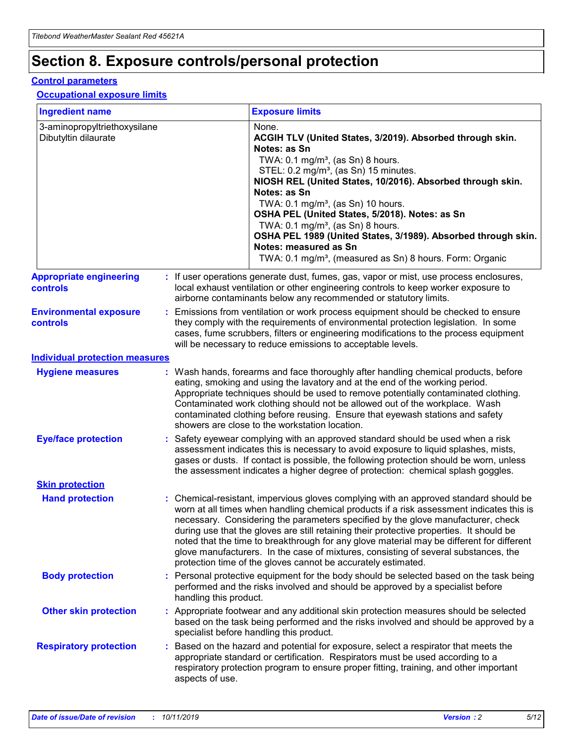# Section 8. Exposure controls/personal protection

## Control parameters

### Occupational exposure limits

| Ingredient name | Exposure limits |
|---|---|
| 3-aminopropyltriethoxysilane<br>Dibutyltin dilaurate | None.<br>**ACGIH TLV (United States, 3/2019). Absorbed through skin. Notes: as Sn**<br>TWA: 0.1 mg/m³, (as Sn) 8 hours.<br>STEL: 0.2 mg/m³, (as Sn) 15 minutes.<br>**NIOSH REL (United States, 10/2016). Absorbed through skin. Notes: as Sn**<br>TWA: 0.1 mg/m³, (as Sn) 10 hours.<br>**OSHA PEL (United States, 5/2018). Notes: as Sn**<br>TWA: 0.1 mg/m³, (as Sn) 8 hours.<br>**OSHA PEL 1989 (United States, 3/1989). Absorbed through skin. Notes: measured as Sn**<br>TWA: 0.1 mg/m³, (measured as Sn) 8 hours. Form: Organic |

**Appropriate engineering controls** : If user operations generate dust, fumes, gas, vapor or mist, use process enclosures, local exhaust ventilation or other engineering controls to keep worker exposure to airborne contaminants below any recommended or statutory limits.

**Environmental exposure controls** : Emissions from ventilation or work process equipment should be checked to ensure they comply with the requirements of environmental protection legislation. In some cases, fume scrubbers, filters or engineering modifications to the process equipment will be necessary to reduce emissions to acceptable levels.

## Individual protection measures

**Hygiene measures** : Wash hands, forearms and face thoroughly after handling chemical products, before eating, smoking and using the lavatory and at the end of the working period. Appropriate techniques should be used to remove potentially contaminated clothing. Contaminated work clothing should not be allowed out of the workplace. Wash contaminated clothing before reusing. Ensure that eyewash stations and safety showers are close to the workstation location.

**Eye/face protection** : Safety eyewear complying with an approved standard should be used when a risk assessment indicates this is necessary to avoid exposure to liquid splashes, mists, gases or dusts. If contact is possible, the following protection should be worn, unless the assessment indicates a higher degree of protection: chemical splash goggles.

### Skin protection

**Hand protection** : Chemical-resistant, impervious gloves complying with an approved standard should be worn at all times when handling chemical products if a risk assessment indicates this is necessary. Considering the parameters specified by the glove manufacturer, check during use that the gloves are still retaining their protective properties. It should be noted that the time to breakthrough for any glove material may be different for different glove manufacturers. In the case of mixtures, consisting of several substances, the protection time of the gloves cannot be accurately estimated.

**Body protection** : Personal protective equipment for the body should be selected based on the task being performed and the risks involved and should be approved by a specialist before handling this product.

**Other skin protection** : Appropriate footwear and any additional skin protection measures should be selected based on the task being performed and the risks involved and should be approved by a specialist before handling this product.

**Respiratory protection** : Based on the hazard and potential for exposure, select a respirator that meets the appropriate standard or certification. Respirators must be used according to a respiratory protection program to ensure proper fitting, training, and other important aspects of use.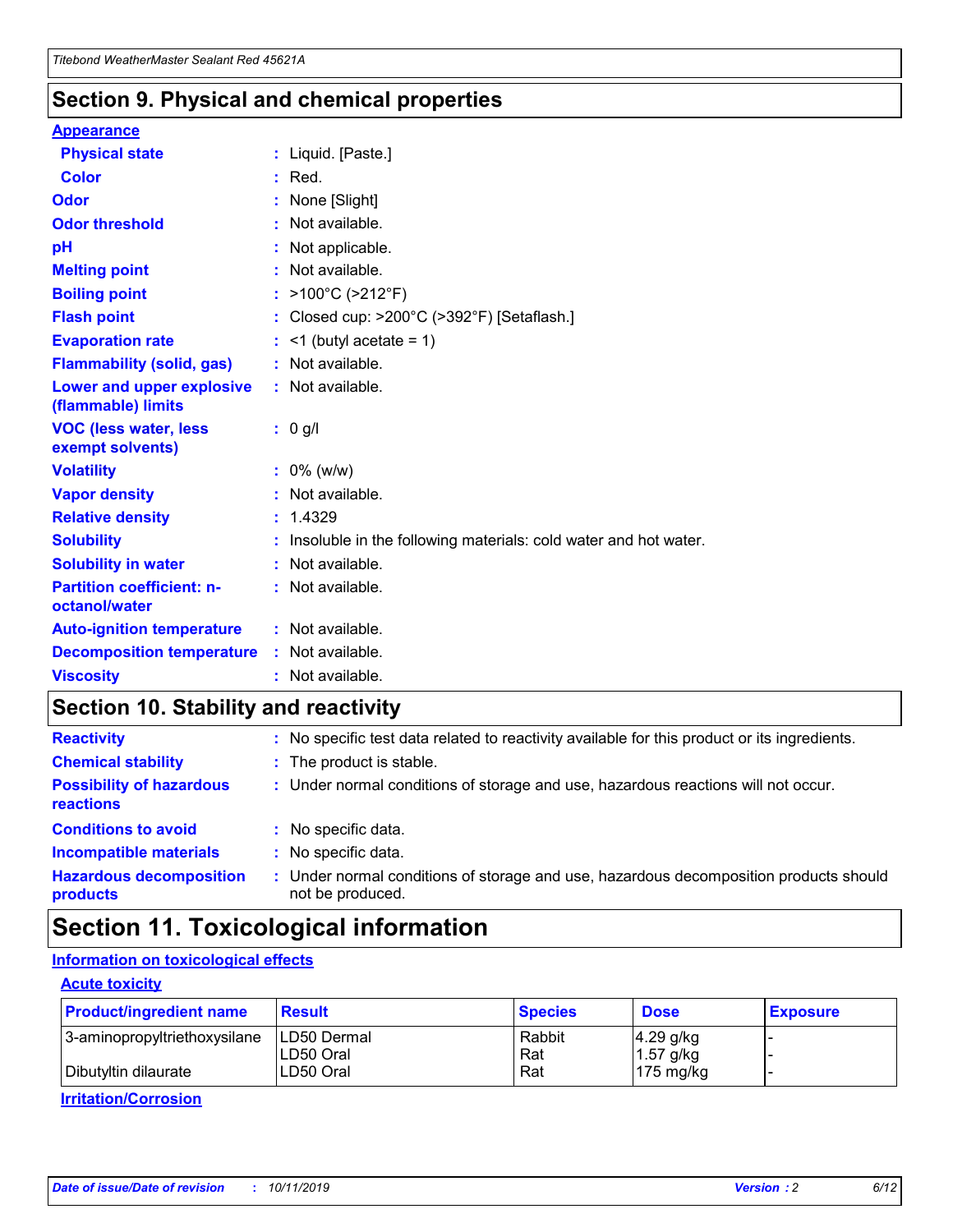## Section 9. Physical and chemical properties

### Appearance

| | |
|---|---|
| **Physical state** | : Liquid. [Paste.] |
| **Color** | : Red. |
| **Odor** | : None [Slight] |
| **Odor threshold** | : Not available. |
| **pH** | : Not applicable. |
| **Melting point** | : Not available. |
| **Boiling point** | : >100°C (>212°F) |
| **Flash point** | : Closed cup: >200°C (>392°F) [Setaflash.] |
| **Evaporation rate** | : <1 (butyl acetate = 1) |
| **Flammability (solid, gas)** | : Not available. |
| **Lower and upper explosive (flammable) limits** | : Not available. |
| **VOC (less water, less exempt solvents)** | : 0 g/l |
| **Volatility** | : 0% (w/w) |
| **Vapor density** | : Not available. |
| **Relative density** | : 1.4329 |
| **Solubility** | : Insoluble in the following materials: cold water and hot water. |
| **Solubility in water** | : Not available. |
| **Partition coefficient: n-octanol/water** | : Not available. |
| **Auto-ignition temperature** | : Not available. |
| **Decomposition temperature** | : Not available. |
| **Viscosity** | : Not available. |

## Section 10. Stability and reactivity

| | |
|---|---|
| **Reactivity** | : No specific test data related to reactivity available for this product or its ingredients. |
| **Chemical stability** | : The product is stable. |
| **Possibility of hazardous reactions** | : Under normal conditions of storage and use, hazardous reactions will not occur. |
| **Conditions to avoid** | : No specific data. |
| **Incompatible materials** | : No specific data. |
| **Hazardous decomposition products** | : Under normal conditions of storage and use, hazardous decomposition products should not be produced. |

## Section 11. Toxicological information

### Information on toxicological effects

#### Acute toxicity

| Product/ingredient name | Result | Species | Dose | Exposure |
|---|---|---|---|---|
| 3-aminopropyltriethoxysilane | LD50 Dermal | Rabbit | 4.29 g/kg | - |
| | LD50 Oral | Rat | 1.57 g/kg | - |
| Dibutyltin dilaurate | LD50 Oral | Rat | 175 mg/kg | - |

#### Irritation/Corrosion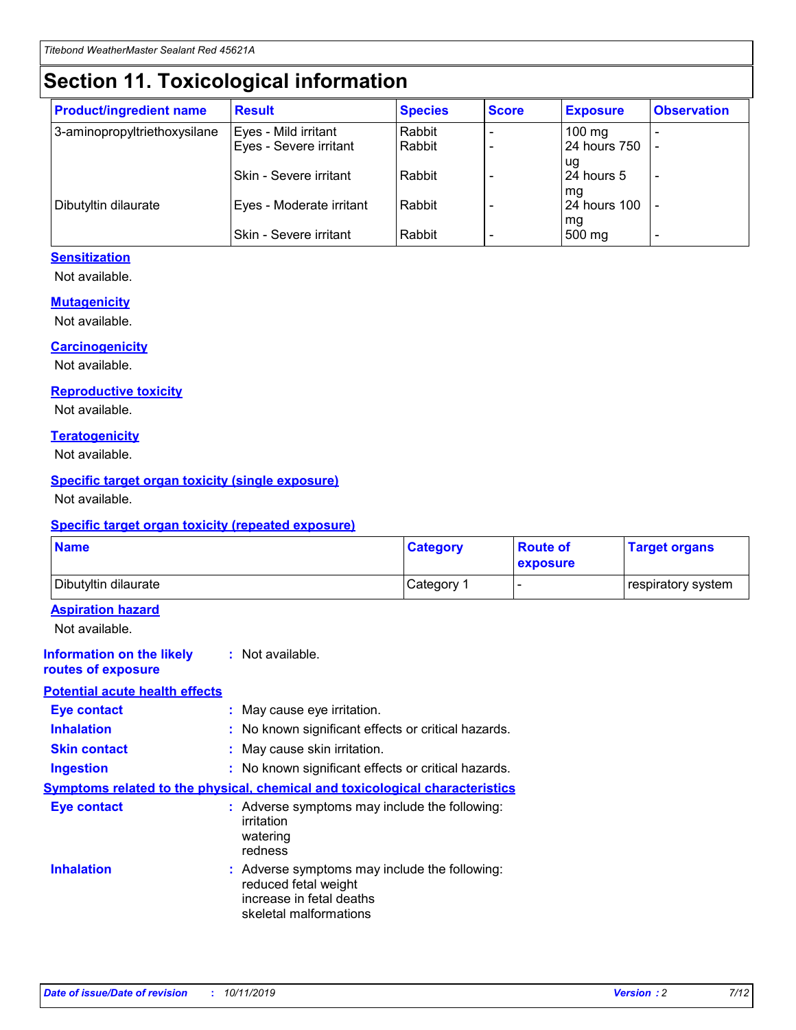# Section 11. Toxicological information

| Product/ingredient name | Result | Species | Score | Exposure | Observation |
|---|---|---|---|---|---|
| 3-aminopropyltriethoxysilane | Eyes - Mild irritant | Rabbit | - | 100 mg | - |
| | Eyes - Severe irritant | Rabbit | - | 24 hours 750 ug | - |
| | Skin - Severe irritant | Rabbit | - | 24 hours 5 mg | - |
| Dibutyltin dilaurate | Eyes - Moderate irritant | Rabbit | - | 24 hours 100 mg | - |
| | Skin - Severe irritant | Rabbit | - | 500 mg | - |

**Sensitization**

Not available.

**Mutagenicity**

Not available.

**Carcinogenicity**

Not available.

**Reproductive toxicity**

Not available.

**Teratogenicity**

Not available.

**Specific target organ toxicity (single exposure)**

Not available.

**Specific target organ toxicity (repeated exposure)**

| Name | Category | Route of exposure | Target organs |
|---|---|---|---|
| Dibutyltin dilaurate | Category 1 | - | respiratory system |

**Aspiration hazard**

Not available.

**Information on the likely routes of exposure** : Not available.

**Potential acute health effects**

**Eye contact** : May cause eye irritation.

**Inhalation** : No known significant effects or critical hazards.

**Skin contact** : May cause skin irritation.

**Ingestion** : No known significant effects or critical hazards.

**Symptoms related to the physical, chemical and toxicological characteristics**

**Eye contact** : Adverse symptoms may include the following:
irritation
watering
redness

**Inhalation** : Adverse symptoms may include the following:
reduced fetal weight
increase in fetal deaths
skeletal malformations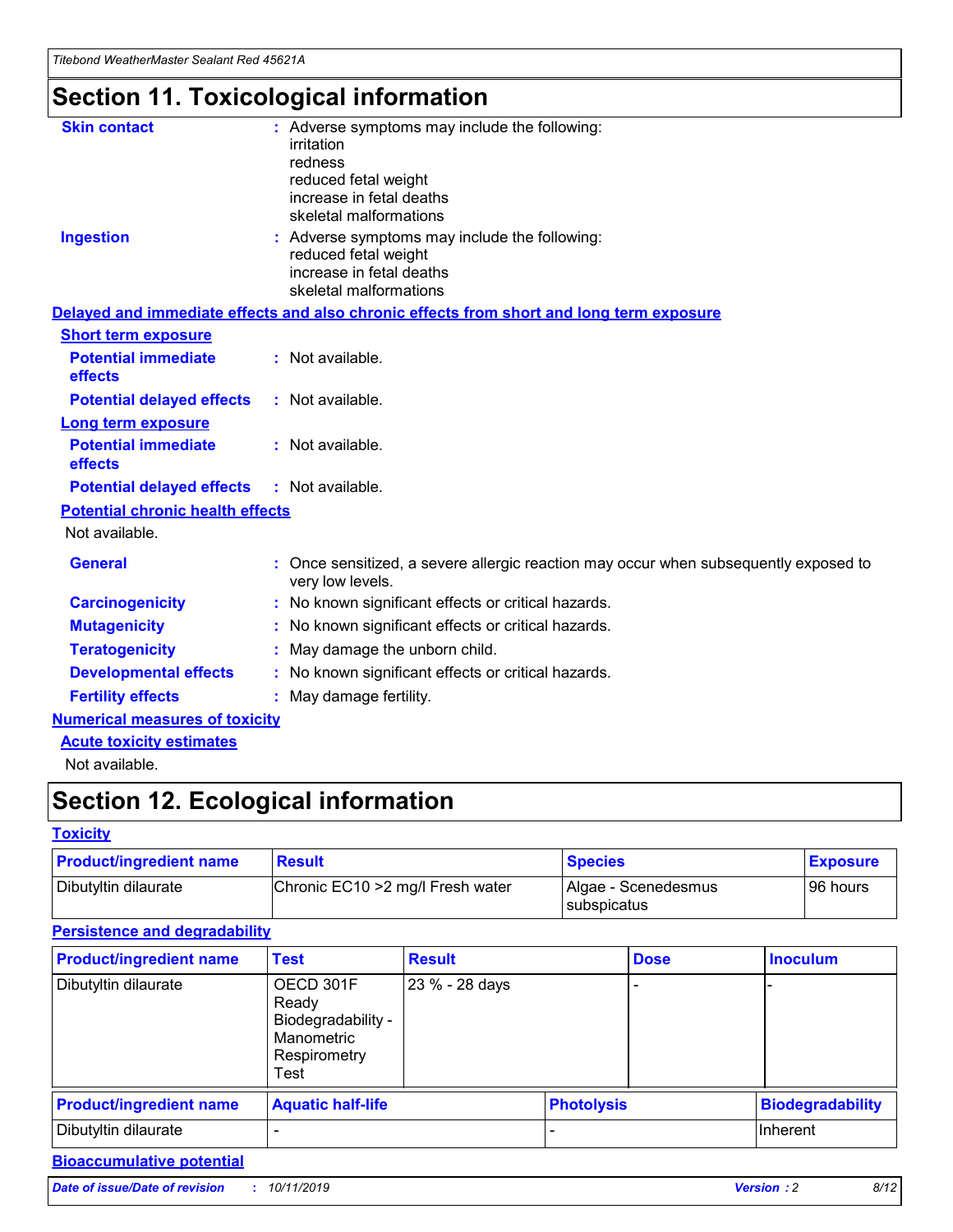# Section 11. Toxicological information

**Skin contact** : Adverse symptoms may include the following:
irritation
redness
reduced fetal weight
increase in fetal deaths
skeletal malformations

**Ingestion** : Adverse symptoms may include the following:
reduced fetal weight
increase in fetal deaths
skeletal malformations

**Delayed and immediate effects and also chronic effects from short and long term exposure**

**Short term exposure**

**Potential immediate effects** : Not available.

**Potential delayed effects** : Not available.

**Long term exposure**

**Potential immediate effects** : Not available.

**Potential delayed effects** : Not available.

**Potential chronic health effects**

Not available.

**General** : Once sensitized, a severe allergic reaction may occur when subsequently exposed to very low levels.

**Carcinogenicity** : No known significant effects or critical hazards.

**Mutagenicity** : No known significant effects or critical hazards.

**Teratogenicity** : May damage the unborn child.

**Developmental effects** : No known significant effects or critical hazards.

**Fertility effects** : May damage fertility.

**Numerical measures of toxicity**

**Acute toxicity estimates**

Not available.

# Section 12. Ecological information

**Toxicity**

| Product/ingredient name | Result | Species | Exposure |
|---|---|---|---|
| Dibutyltin dilaurate | Chronic EC10 >2 mg/l Fresh water | Algae - Scenedesmus subspicatus | 96 hours |

**Persistence and degradability**

| Product/ingredient name | Test | Result | Dose | Inoculum |
|---|---|---|---|---|
| Dibutyltin dilaurate | OECD 301F Ready Biodegradability - Manometric Respirometry Test | 23 % - 28 days | - | - |

| Product/ingredient name | Aquatic half-life | Photolysis | Biodegradability |
|---|---|---|---|
| Dibutyltin dilaurate | - | - | Inherent |

**Bioaccumulative potential**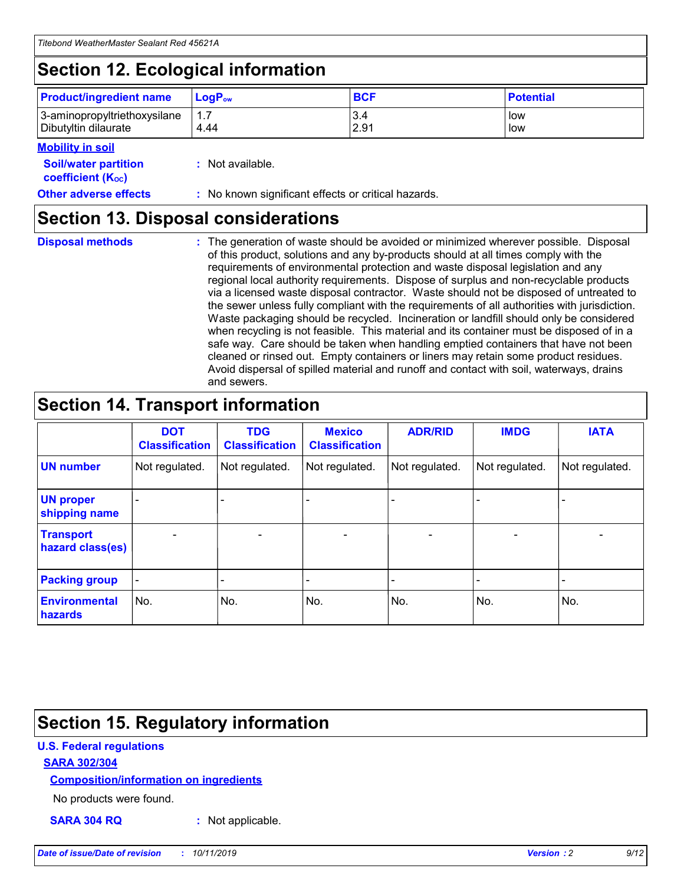## Section 12. Ecological information

| Product/ingredient name | $LogP_{ow}$ | BCF | Potential |
|---|---|---|---|
| 3-aminopropyltriethoxysilane | 1.7 | 3.4 | low |
| Dibutyltin dilaurate | 4.44 | 2.91 | low |

**Mobility in soil**

**Soil/water partition coefficient ($K_{OC}$)** : Not available.

**Other adverse effects** : No known significant effects or critical hazards.

## Section 13. Disposal considerations

**Disposal methods** : The generation of waste should be avoided or minimized wherever possible. Disposal of this product, solutions and any by-products should at all times comply with the requirements of environmental protection and waste disposal legislation and any regional local authority requirements. Dispose of surplus and non-recyclable products via a licensed waste disposal contractor. Waste should not be disposed of untreated to the sewer unless fully compliant with the requirements of all authorities with jurisdiction. Waste packaging should be recycled. Incineration or landfill should only be considered when recycling is not feasible. This material and its container must be disposed of in a safe way. Care should be taken when handling emptied containers that have not been cleaned or rinsed out. Empty containers or liners may retain some product residues. Avoid dispersal of spilled material and runoff and contact with soil, waterways, drains and sewers.

## Section 14. Transport information

| | DOT Classification | TDG Classification | Mexico Classification | ADR/RID | IMDG | IATA |
|---|---|---|---|---|---|---|
| UN number | Not regulated. | Not regulated. | Not regulated. | Not regulated. | Not regulated. | Not regulated. |
| UN proper shipping name | - | - | - | - | - | - |
| Transport hazard class(es) | - | - | - | - | - | - |
| Packing group | - | - | - | - | - | - |
| Environmental hazards | No. | No. | No. | No. | No. | No. |

## Section 15. Regulatory information

**U.S. Federal regulations**

**SARA 302/304**

**Composition/information on ingredients**

No products were found.

**SARA 304 RQ** : Not applicable.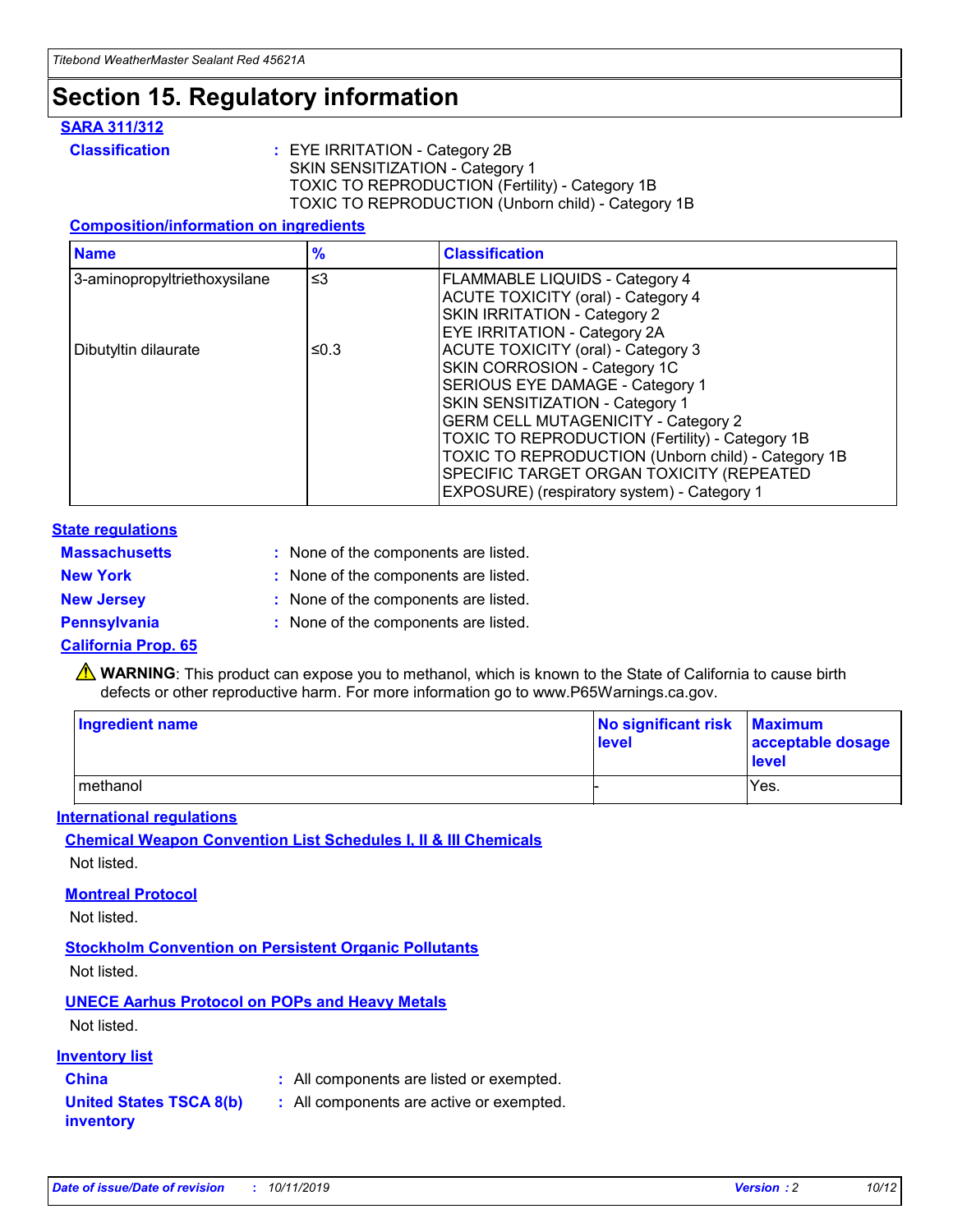# Section 15. Regulatory information

## SARA 311/312

**Classification** : EYE IRRITATION - Category 2B
SKIN SENSITIZATION - Category 1
TOXIC TO REPRODUCTION (Fertility) - Category 1B
TOXIC TO REPRODUCTION (Unborn child) - Category 1B

### Composition/information on ingredients

| Name | % | Classification |
| --- | --- | --- |
| 3-aminopropyltriethoxysilane | ≤3 | FLAMMABLE LIQUIDS - Category 4<br>ACUTE TOXICITY (oral) - Category 4<br>SKIN IRRITATION - Category 2<br>EYE IRRITATION - Category 2A |
| Dibutyltin dilaurate | ≤0.3 | ACUTE TOXICITY (oral) - Category 3<br>SKIN CORROSION - Category 1C<br>SERIOUS EYE DAMAGE - Category 1<br>SKIN SENSITIZATION - Category 1<br>GERM CELL MUTAGENICITY - Category 2<br>TOXIC TO REPRODUCTION (Fertility) - Category 1B<br>TOXIC TO REPRODUCTION (Unborn child) - Category 1B<br>SPECIFIC TARGET ORGAN TOXICITY (REPEATED EXPOSURE) (respiratory system) - Category 1 |

## State regulations

**Massachusetts** : None of the components are listed.

**New York** : None of the components are listed.

**New Jersey** : None of the components are listed.

**Pennsylvania** : None of the components are listed.

## California Prop. 65

⚠ **WARNING**: This product can expose you to methanol, which is known to the State of California to cause birth defects or other reproductive harm. For more information go to www.P65Warnings.ca.gov.

| Ingredient name | No significant risk level | Maximum acceptable dosage level |
| --- | --- | --- |
| methanol | - | Yes. |

## International regulations

### Chemical Weapon Convention List Schedules I, II & III Chemicals

Not listed.

### Montreal Protocol

Not listed.

### Stockholm Convention on Persistent Organic Pollutants

Not listed.

### UNECE Aarhus Protocol on POPs and Heavy Metals

Not listed.

## Inventory list

**China** : All components are listed or exempted.

**United States TSCA 8(b) inventory** : All components are active or exempted.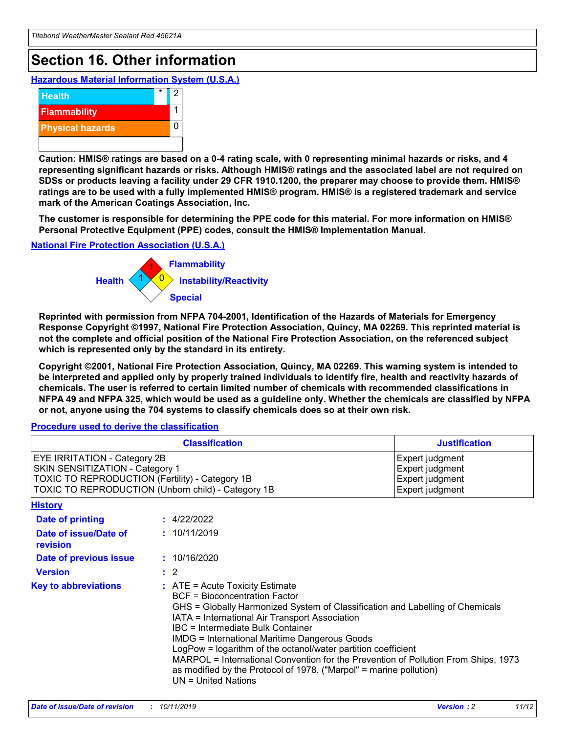# Section 16. Other information

## Hazardous Material Information System (U.S.A.)

| | | |
|---|---|---|
| Health | * | 2 |
| Flammability | | 1 |
| Physical hazards | | 0 |
| | | |

**Caution: HMIS® ratings are based on a 0-4 rating scale, with 0 representing minimal hazards or risks, and 4 representing significant hazards or risks. Although HMIS® ratings and the associated label are not required on SDSs or products leaving a facility under 29 CFR 1910.1200, the preparer may choose to provide them. HMIS® ratings are to be used with a fully implemented HMIS® program. HMIS® is a registered trademark and service mark of the American Coatings Association, Inc.**

**The customer is responsible for determining the PPE code for this material. For more information on HMIS® Personal Protective Equipment (PPE) codes, consult the HMIS® Implementation Manual.**

## National Fire Protection Association (U.S.A.)

Flammability: 1
Health: 1
Instability/Reactivity: 0
Special:

**Reprinted with permission from NFPA 704-2001, Identification of the Hazards of Materials for Emergency Response Copyright ©1997, National Fire Protection Association, Quincy, MA 02269. This reprinted material is not the complete and official position of the National Fire Protection Association, on the referenced subject which is represented only by the standard in its entirety.**

**Copyright ©2001, National Fire Protection Association, Quincy, MA 02269. This warning system is intended to be interpreted and applied only by properly trained individuals to identify fire, health and reactivity hazards of chemicals. The user is referred to certain limited number of chemicals with recommended classifications in NFPA 49 and NFPA 325, which would be used as a guideline only. Whether the chemicals are classified by NFPA or not, anyone using the 704 systems to classify chemicals does so at their own risk.**

## Procedure used to derive the classification

| Classification | Justification |
|---|---|
| EYE IRRITATION - Category 2B | Expert judgment |
| SKIN SENSITIZATION - Category 1 | Expert judgment |
| TOXIC TO REPRODUCTION (Fertility) - Category 1B | Expert judgment |
| TOXIC TO REPRODUCTION (Unborn child) - Category 1B | Expert judgment |

## History

**Date of printing** : 4/22/2022

**Date of issue/Date of revision** : 10/11/2019

**Date of previous issue** : 10/16/2020

**Version** : 2

**Key to abbreviations** :
ATE = Acute Toxicity Estimate
BCF = Bioconcentration Factor
GHS = Globally Harmonized System of Classification and Labelling of Chemicals
IATA = International Air Transport Association
IBC = Intermediate Bulk Container
IMDG = International Maritime Dangerous Goods
LogPow = logarithm of the octanol/water partition coefficient
MARPOL = International Convention for the Prevention of Pollution From Ships, 1973 as modified by the Protocol of 1978. ("Marpol" = marine pollution)
UN = United Nations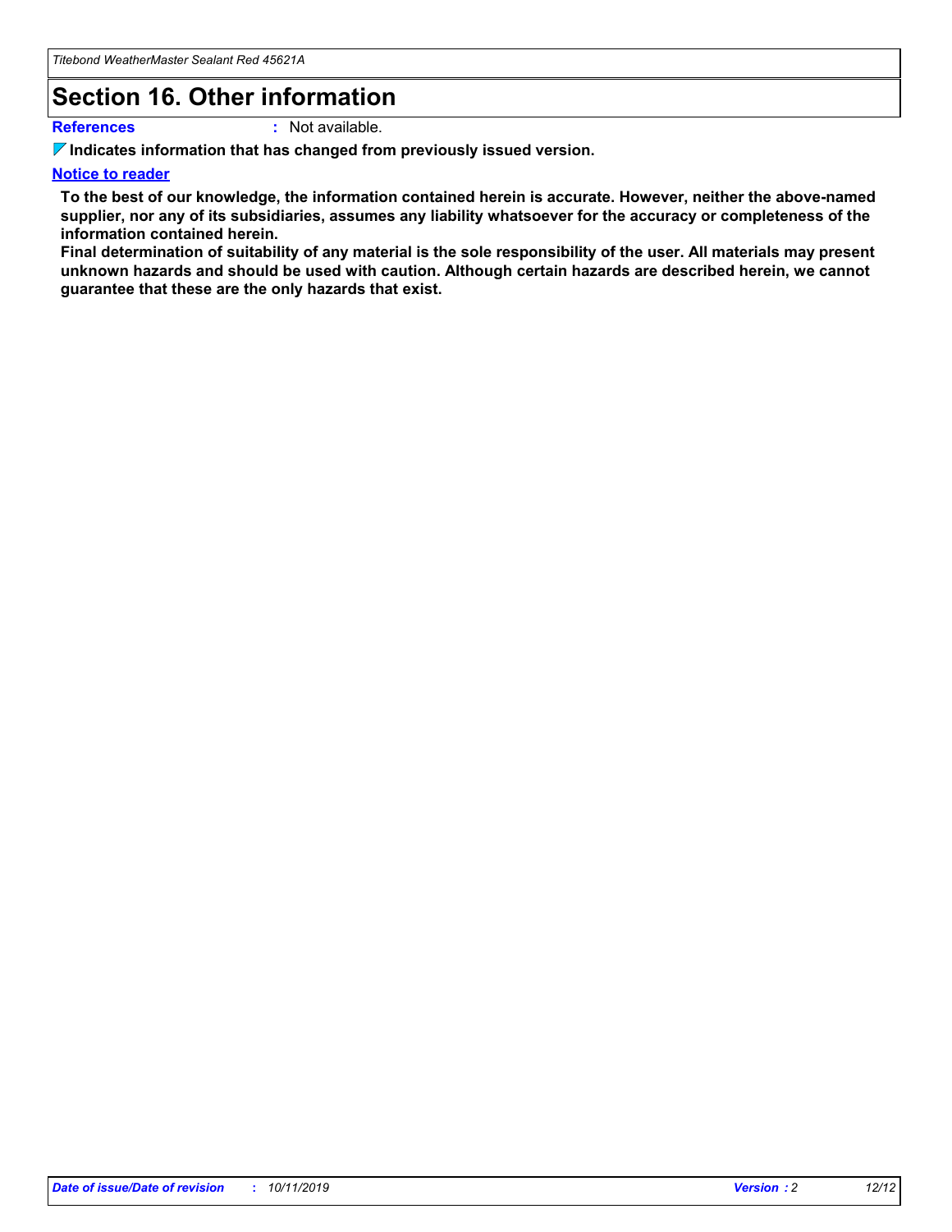# Section 16. Other information

**References** : Not available.

**Indicates information that has changed from previously issued version.**

**Notice to reader**

**To the best of our knowledge, the information contained herein is accurate. However, neither the above-named supplier, nor any of its subsidiaries, assumes any liability whatsoever for the accuracy or completeness of the information contained herein.**

**Final determination of suitability of any material is the sole responsibility of the user. All materials may present unknown hazards and should be used with caution. Although certain hazards are described herein, we cannot guarantee that these are the only hazards that exist.**